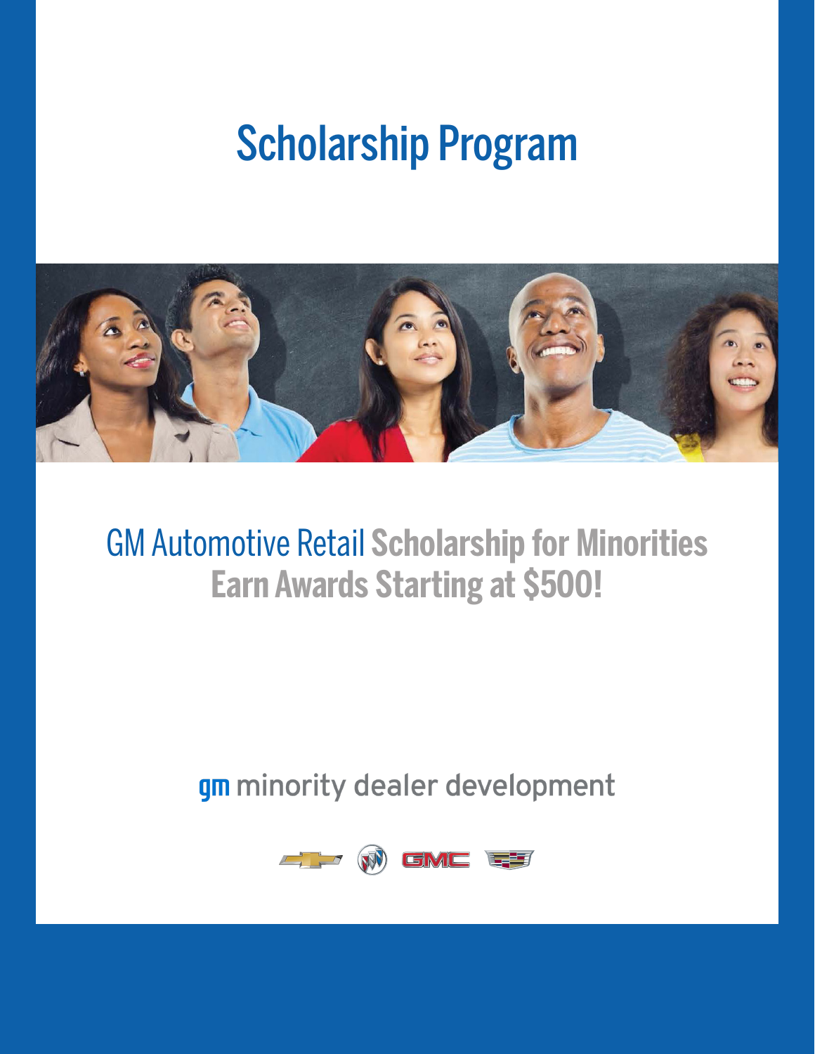# Scholarship Program

## GM Automotive Retail Scholarship for Minorities
## Earn Awards Starting at $500!

gm minority dealer development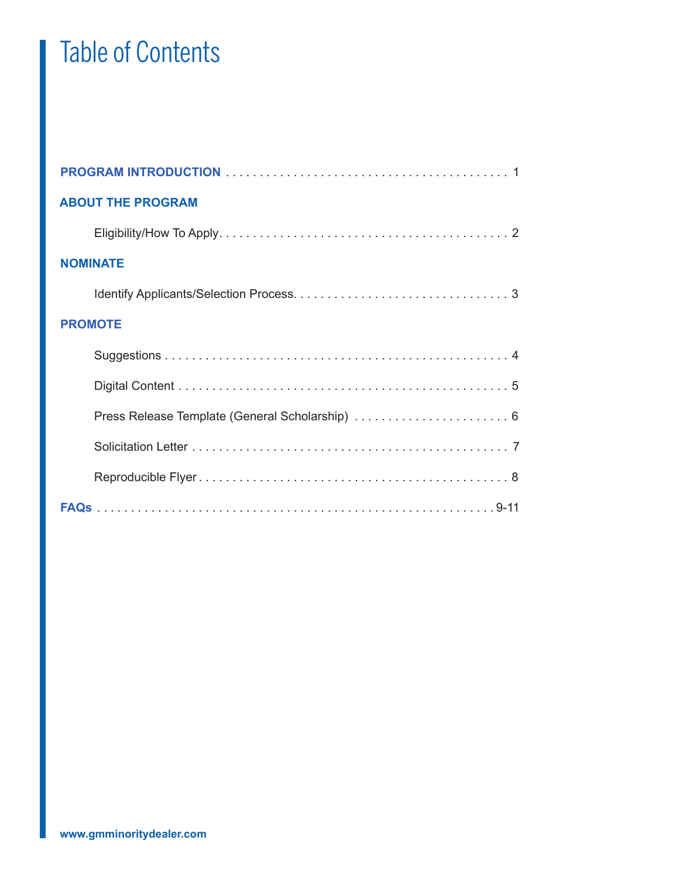# Table of Contents

**PROGRAM INTRODUCTION** . . . . . . . . . . . . . . . . . . . . . . . . . . . . . . . . . . . . . . . . . 1

**ABOUT THE PROGRAM**

Eligibility/How To Apply. . . . . . . . . . . . . . . . . . . . . . . . . . . . . . . . . . . . . . . . . . 2

**NOMINATE**

Identify Applicants/Selection Process. . . . . . . . . . . . . . . . . . . . . . . . . . . . . . . . 3

**PROMOTE**

Suggestions . . . . . . . . . . . . . . . . . . . . . . . . . . . . . . . . . . . . . . . . . . . . . . . . . . 4

Digital Content . . . . . . . . . . . . . . . . . . . . . . . . . . . . . . . . . . . . . . . . . . . . . . . . 5

Press Release Template (General Scholarship) . . . . . . . . . . . . . . . . . . . . . . . 6

Solicitation Letter . . . . . . . . . . . . . . . . . . . . . . . . . . . . . . . . . . . . . . . . . . . . . . . 7

Reproducible Flyer . . . . . . . . . . . . . . . . . . . . . . . . . . . . . . . . . . . . . . . . . . . . . . 8

**FAQs** . . . . . . . . . . . . . . . . . . . . . . . . . . . . . . . . . . . . . . . . . . . . . . . . . . . . . . 9-11

**www.gmminoritydealer.com**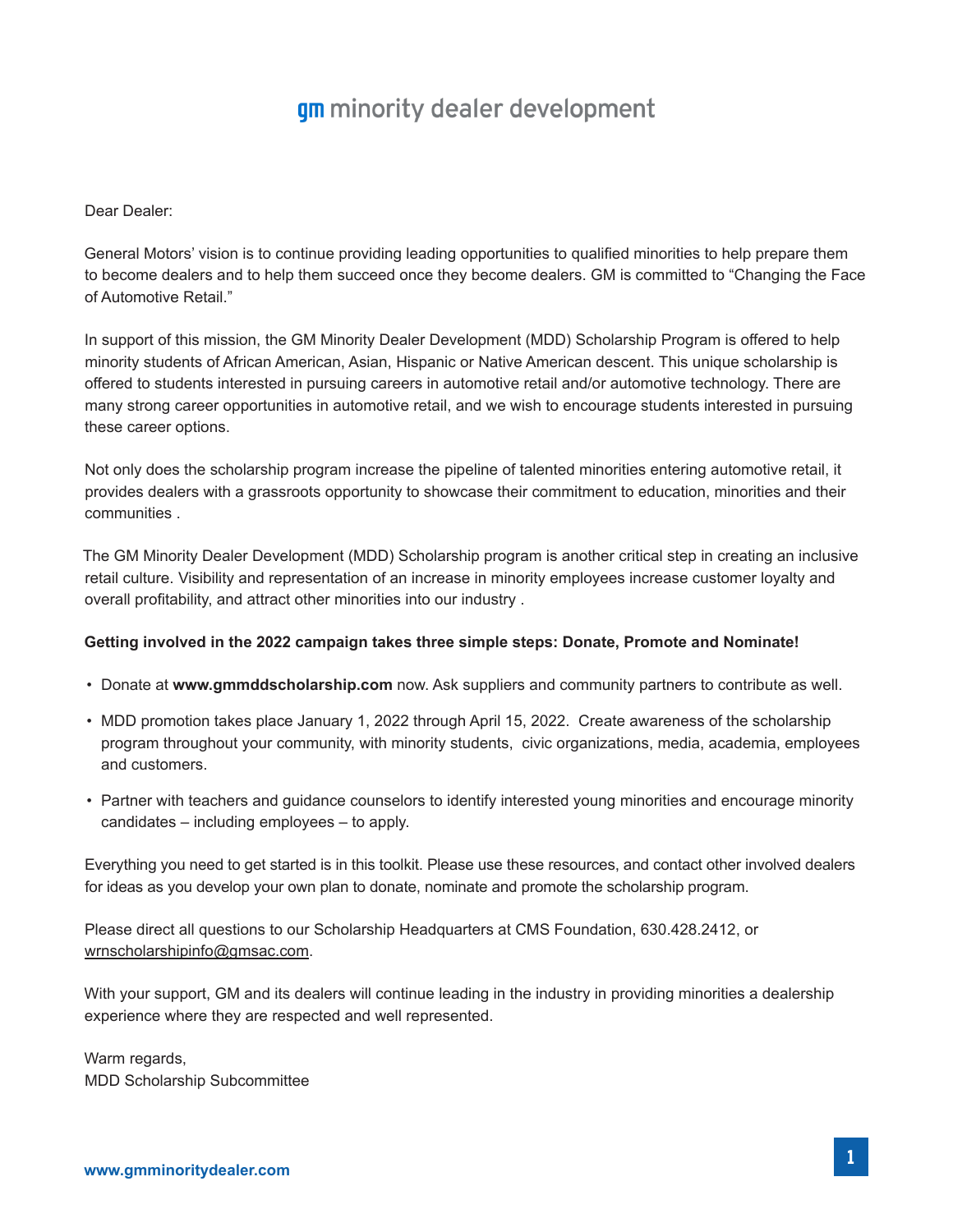# gm minority dealer development

Dear Dealer:

General Motors' vision is to continue providing leading opportunities to qualified minorities to help prepare them to become dealers and to help them succeed once they become dealers. GM is committed to "Changing the Face of Automotive Retail."

In support of this mission, the GM Minority Dealer Development (MDD) Scholarship Program is offered to help minority students of African American, Asian, Hispanic or Native American descent. This unique scholarship is offered to students interested in pursuing careers in automotive retail and/or automotive technology. There are many strong career opportunities in automotive retail, and we wish to encourage students interested in pursuing these career options.

Not only does the scholarship program increase the pipeline of talented minorities entering automotive retail, it provides dealers with a grassroots opportunity to showcase their commitment to education, minorities and their communities .

The GM Minority Dealer Development (MDD) Scholarship program is another critical step in creating an inclusive retail culture. Visibility and representation of an increase in minority employees increase customer loyalty and overall profitability, and attract other minorities into our industry .

**Getting involved in the 2022 campaign takes three simple steps: Donate, Promote and Nominate!**

- Donate at **www.gmmddscholarship.com** now. Ask suppliers and community partners to contribute as well.
- MDD promotion takes place January 1, 2022 through April 15, 2022. Create awareness of the scholarship program throughout your community, with minority students, civic organizations, media, academia, employees and customers.
- Partner with teachers and guidance counselors to identify interested young minorities and encourage minority candidates – including employees – to apply.

Everything you need to get started is in this toolkit. Please use these resources, and contact other involved dealers for ideas as you develop your own plan to donate, nominate and promote the scholarship program.

Please direct all questions to our Scholarship Headquarters at CMS Foundation, 630.428.2412, or wrnscholarshipinfo@gmsac.com.

With your support, GM and its dealers will continue leading in the industry in providing minorities a dealership experience where they are respected and well represented.

Warm regards,
MDD Scholarship Subcommittee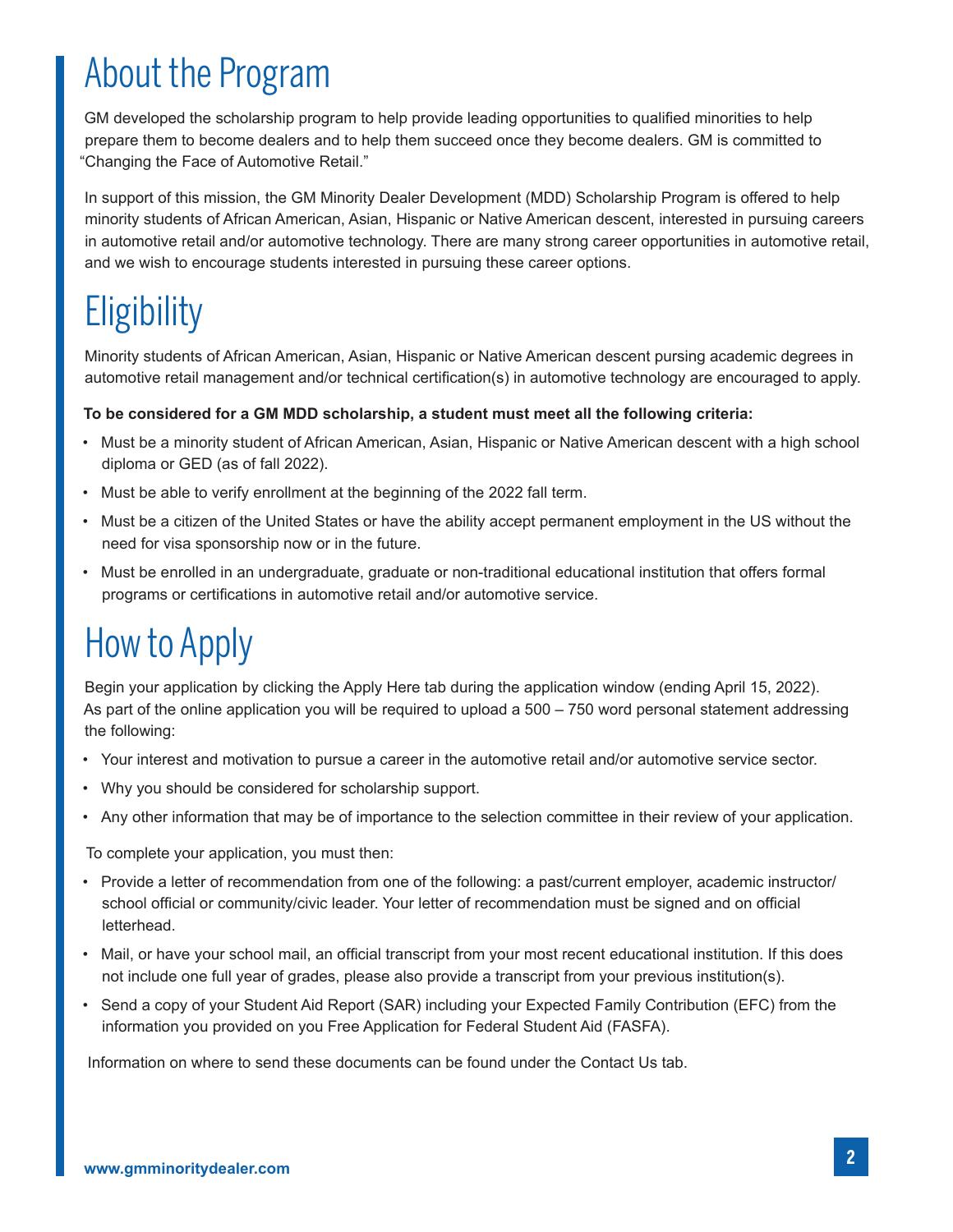# About the Program

GM developed the scholarship program to help provide leading opportunities to qualified minorities to help prepare them to become dealers and to help them succeed once they become dealers. GM is committed to "Changing the Face of Automotive Retail."

In support of this mission, the GM Minority Dealer Development (MDD) Scholarship Program is offered to help minority students of African American, Asian, Hispanic or Native American descent, interested in pursuing careers in automotive retail and/or automotive technology. There are many strong career opportunities in automotive retail, and we wish to encourage students interested in pursuing these career options.

# Eligibility

Minority students of African American, Asian, Hispanic or Native American descent pursing academic degrees in automotive retail management and/or technical certification(s) in automotive technology are encouraged to apply.

**To be considered for a GM MDD scholarship, a student must meet all the following criteria:**

- Must be a minority student of African American, Asian, Hispanic or Native American descent with a high school diploma or GED (as of fall 2022).
- Must be able to verify enrollment at the beginning of the 2022 fall term.
- Must be a citizen of the United States or have the ability accept permanent employment in the US without the need for visa sponsorship now or in the future.
- Must be enrolled in an undergraduate, graduate or non-traditional educational institution that offers formal programs or certifications in automotive retail and/or automotive service.

# How to Apply

Begin your application by clicking the Apply Here tab during the application window (ending April 15, 2022). As part of the online application you will be required to upload a 500 – 750 word personal statement addressing the following:

- Your interest and motivation to pursue a career in the automotive retail and/or automotive service sector.
- Why you should be considered for scholarship support.
- Any other information that may be of importance to the selection committee in their review of your application.

To complete your application, you must then:

- Provide a letter of recommendation from one of the following: a past/current employer, academic instructor/school official or community/civic leader. Your letter of recommendation must be signed and on official letterhead.
- Mail, or have your school mail, an official transcript from your most recent educational institution. If this does not include one full year of grades, please also provide a transcript from your previous institution(s).
- Send a copy of your Student Aid Report (SAR) including your Expected Family Contribution (EFC) from the information you provided on you Free Application for Federal Student Aid (FASFA).

Information on where to send these documents can be found under the Contact Us tab.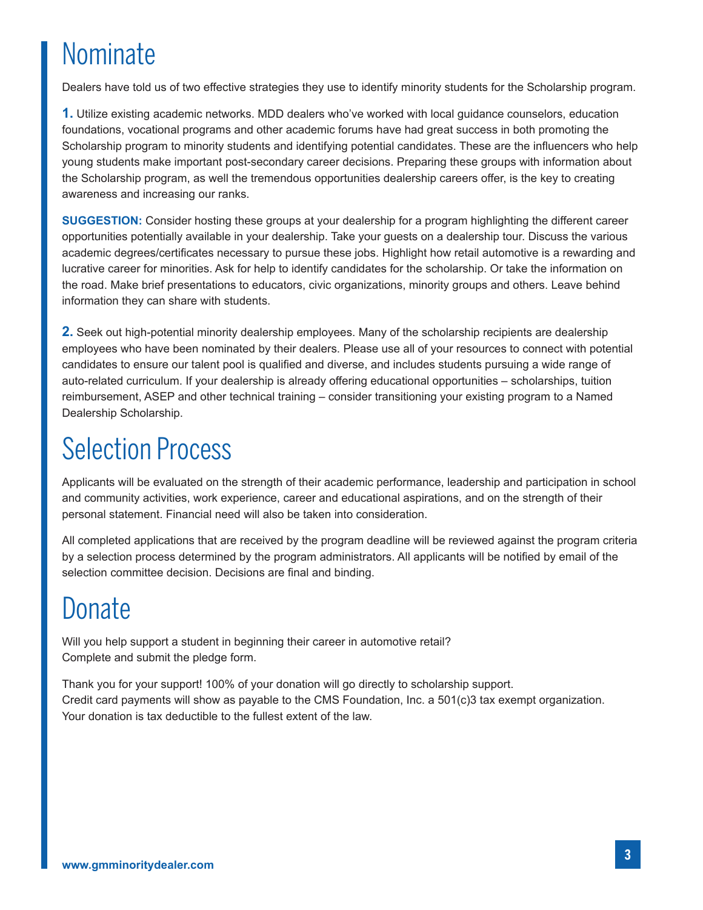# Nominate

Dealers have told us of two effective strategies they use to identify minority students for the Scholarship program.

**1.** Utilize existing academic networks. MDD dealers who've worked with local guidance counselors, education foundations, vocational programs and other academic forums have had great success in both promoting the Scholarship program to minority students and identifying potential candidates. These are the influencers who help young students make important post-secondary career decisions. Preparing these groups with information about the Scholarship program, as well the tremendous opportunities dealership careers offer, is the key to creating awareness and increasing our ranks.

**SUGGESTION:** Consider hosting these groups at your dealership for a program highlighting the different career opportunities potentially available in your dealership. Take your guests on a dealership tour. Discuss the various academic degrees/certificates necessary to pursue these jobs. Highlight how retail automotive is a rewarding and lucrative career for minorities. Ask for help to identify candidates for the scholarship. Or take the information on the road. Make brief presentations to educators, civic organizations, minority groups and others. Leave behind information they can share with students.

**2.** Seek out high-potential minority dealership employees. Many of the scholarship recipients are dealership employees who have been nominated by their dealers. Please use all of your resources to connect with potential candidates to ensure our talent pool is qualified and diverse, and includes students pursuing a wide range of auto-related curriculum. If your dealership is already offering educational opportunities – scholarships, tuition reimbursement, ASEP and other technical training – consider transitioning your existing program to a Named Dealership Scholarship.

# Selection Process

Applicants will be evaluated on the strength of their academic performance, leadership and participation in school and community activities, work experience, career and educational aspirations, and on the strength of their personal statement. Financial need will also be taken into consideration.

All completed applications that are received by the program deadline will be reviewed against the program criteria by a selection process determined by the program administrators. All applicants will be notified by email of the selection committee decision. Decisions are final and binding.

# Donate

Will you help support a student in beginning their career in automotive retail?
Complete and submit the pledge form.

Thank you for your support! 100% of your donation will go directly to scholarship support.
Credit card payments will show as payable to the CMS Foundation, Inc. a 501(c)3 tax exempt organization.
Your donation is tax deductible to the fullest extent of the law.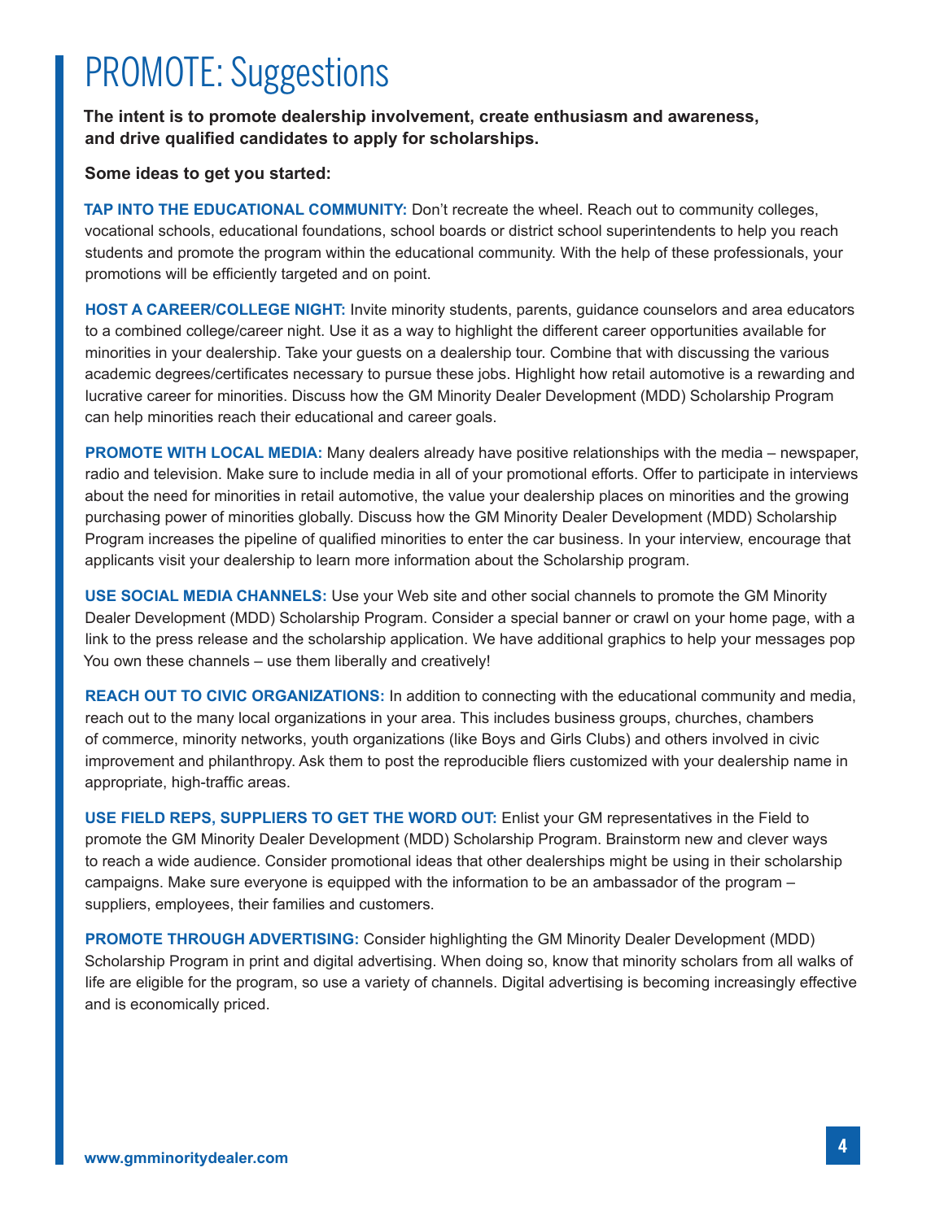# PROMOTE: Suggestions

**The intent is to promote dealership involvement, create enthusiasm and awareness, and drive qualified candidates to apply for scholarships.**

**Some ideas to get you started:**

**TAP INTO THE EDUCATIONAL COMMUNITY:** Don't recreate the wheel. Reach out to community colleges, vocational schools, educational foundations, school boards or district school superintendents to help you reach students and promote the program within the educational community. With the help of these professionals, your promotions will be efficiently targeted and on point.

**HOST A CAREER/COLLEGE NIGHT:** Invite minority students, parents, guidance counselors and area educators to a combined college/career night. Use it as a way to highlight the different career opportunities available for minorities in your dealership. Take your guests on a dealership tour. Combine that with discussing the various academic degrees/certificates necessary to pursue these jobs. Highlight how retail automotive is a rewarding and lucrative career for minorities. Discuss how the GM Minority Dealer Development (MDD) Scholarship Program can help minorities reach their educational and career goals.

**PROMOTE WITH LOCAL MEDIA:** Many dealers already have positive relationships with the media – newspaper, radio and television. Make sure to include media in all of your promotional efforts. Offer to participate in interviews about the need for minorities in retail automotive, the value your dealership places on minorities and the growing purchasing power of minorities globally. Discuss how the GM Minority Dealer Development (MDD) Scholarship Program increases the pipeline of qualified minorities to enter the car business. In your interview, encourage that applicants visit your dealership to learn more information about the Scholarship program.

**USE SOCIAL MEDIA CHANNELS:** Use your Web site and other social channels to promote the GM Minority Dealer Development (MDD) Scholarship Program. Consider a special banner or crawl on your home page, with a link to the press release and the scholarship application. We have additional graphics to help your messages pop You own these channels – use them liberally and creatively!

**REACH OUT TO CIVIC ORGANIZATIONS:** In addition to connecting with the educational community and media, reach out to the many local organizations in your area. This includes business groups, churches, chambers of commerce, minority networks, youth organizations (like Boys and Girls Clubs) and others involved in civic improvement and philanthropy. Ask them to post the reproducible fliers customized with your dealership name in appropriate, high-traffic areas.

**USE FIELD REPS, SUPPLIERS TO GET THE WORD OUT:** Enlist your GM representatives in the Field to promote the GM Minority Dealer Development (MDD) Scholarship Program. Brainstorm new and clever ways to reach a wide audience. Consider promotional ideas that other dealerships might be using in their scholarship campaigns. Make sure everyone is equipped with the information to be an ambassador of the program – suppliers, employees, their families and customers.

**PROMOTE THROUGH ADVERTISING:** Consider highlighting the GM Minority Dealer Development (MDD) Scholarship Program in print and digital advertising. When doing so, know that minority scholars from all walks of life are eligible for the program, so use a variety of channels. Digital advertising is becoming increasingly effective and is economically priced.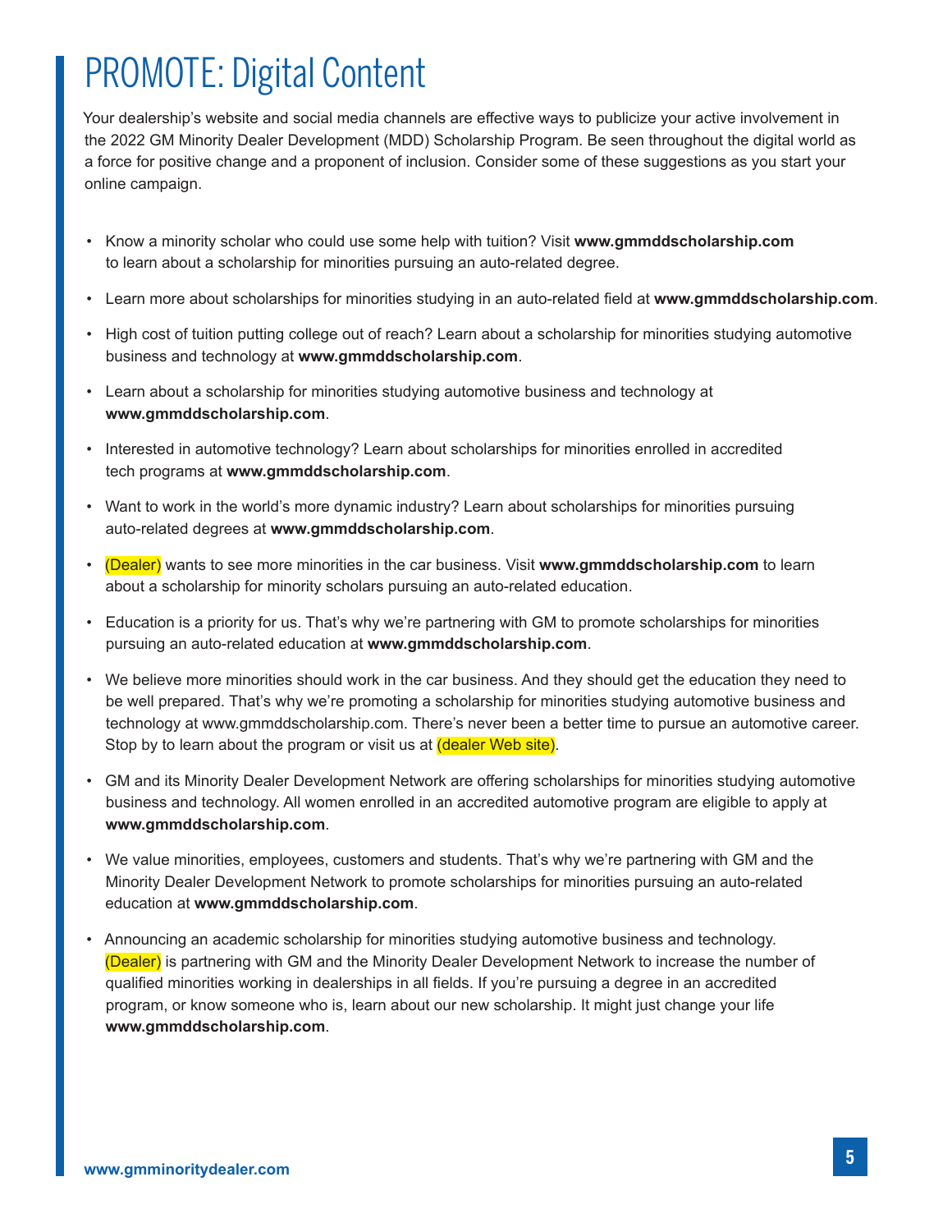# PROMOTE: Digital Content

Your dealership's website and social media channels are effective ways to publicize your active involvement in the 2022 GM Minority Dealer Development (MDD) Scholarship Program. Be seen throughout the digital world as a force for positive change and a proponent of inclusion. Consider some of these suggestions as you start your online campaign.

- Know a minority scholar who could use some help with tuition? Visit **www.gmmddscholarship.com** to learn about a scholarship for minorities pursuing an auto-related degree.
- Learn more about scholarships for minorities studying in an auto-related field at **www.gmmddscholarship.com**.
- High cost of tuition putting college out of reach? Learn about a scholarship for minorities studying automotive business and technology at **www.gmmddscholarship.com**.
- Learn about a scholarship for minorities studying automotive business and technology at **www.gmmddscholarship.com**.
- Interested in automotive technology? Learn about scholarships for minorities enrolled in accredited tech programs at **www.gmmddscholarship.com**.
- Want to work in the world's more dynamic industry? Learn about scholarships for minorities pursuing auto-related degrees at **www.gmmddscholarship.com**.
- (Dealer) wants to see more minorities in the car business. Visit **www.gmmddscholarship.com** to learn about a scholarship for minority scholars pursuing an auto-related education.
- Education is a priority for us. That's why we're partnering with GM to promote scholarships for minorities pursuing an auto-related education at **www.gmmddscholarship.com**.
- We believe more minorities should work in the car business. And they should get the education they need to be well prepared. That's why we're promoting a scholarship for minorities studying automotive business and technology at www.gmmddscholarship.com. There's never been a better time to pursue an automotive career. Stop by to learn about the program or visit us at (dealer Web site).
- GM and its Minority Dealer Development Network are offering scholarships for minorities studying automotive business and technology. All women enrolled in an accredited automotive program are eligible to apply at **www.gmmddscholarship.com**.
- We value minorities, employees, customers and students. That's why we're partnering with GM and the Minority Dealer Development Network to promote scholarships for minorities pursuing an auto-related education at **www.gmmddscholarship.com**.
- Announcing an academic scholarship for minorities studying automotive business and technology. (Dealer) is partnering with GM and the Minority Dealer Development Network to increase the number of qualified minorities working in dealerships in all fields. If you're pursuing a degree in an accredited program, or know someone who is, learn about our new scholarship. It might just change your life **www.gmmddscholarship.com**.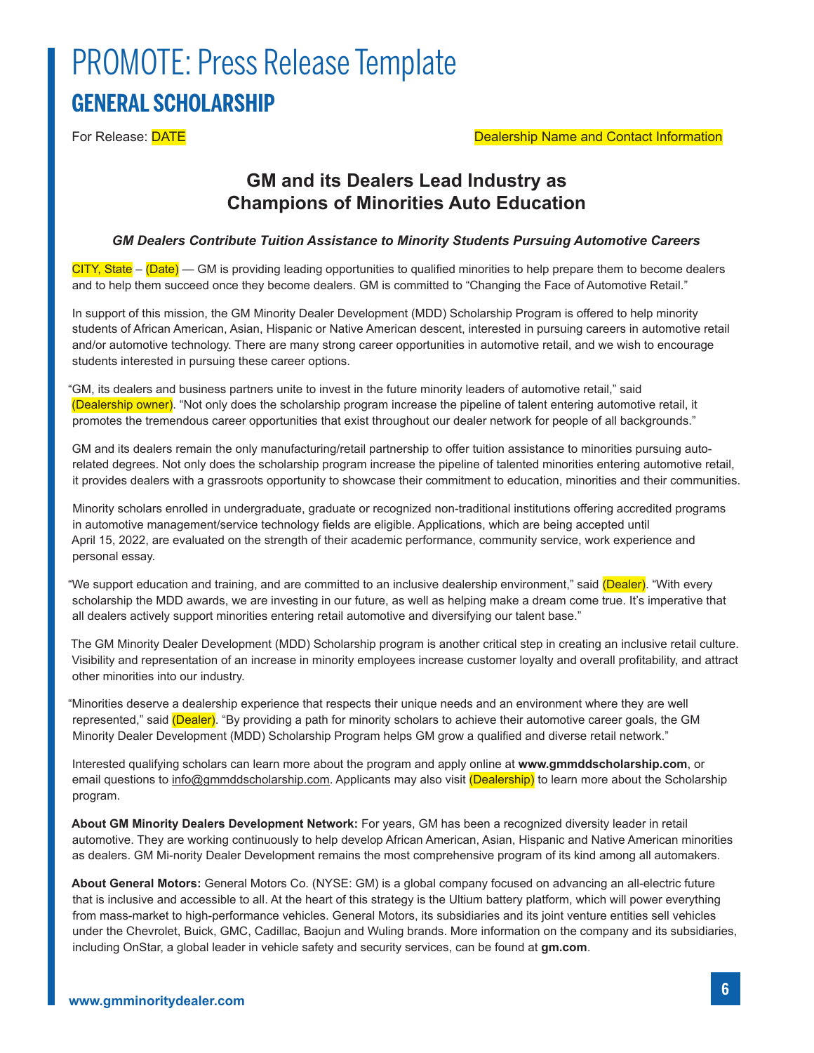# PROMOTE: Press Release Template

## GENERAL SCHOLARSHIP

For Release: DATE

Dealership Name and Contact Information

### GM and its Dealers Lead Industry as Champions of Minorities Auto Education

***GM Dealers Contribute Tuition Assistance to Minority Students Pursuing Automotive Careers***

CITY, State – (Date) — GM is providing leading opportunities to qualified minorities to help prepare them to become dealers and to help them succeed once they become dealers. GM is committed to "Changing the Face of Automotive Retail."

In support of this mission, the GM Minority Dealer Development (MDD) Scholarship Program is offered to help minority students of African American, Asian, Hispanic or Native American descent, interested in pursuing careers in automotive retail and/or automotive technology. There are many strong career opportunities in automotive retail, and we wish to encourage students interested in pursuing these career options.

"GM, its dealers and business partners unite to invest in the future minority leaders of automotive retail," said (Dealership owner). "Not only does the scholarship program increase the pipeline of talent entering automotive retail, it promotes the tremendous career opportunities that exist throughout our dealer network for people of all backgrounds."

GM and its dealers remain the only manufacturing/retail partnership to offer tuition assistance to minorities pursuing auto-related degrees. Not only does the scholarship program increase the pipeline of talented minorities entering automotive retail, it provides dealers with a grassroots opportunity to showcase their commitment to education, minorities and their communities.

Minority scholars enrolled in undergraduate, graduate or recognized non-traditional institutions offering accredited programs in automotive management/service technology fields are eligible. Applications, which are being accepted until April 15, 2022, are evaluated on the strength of their academic performance, community service, work experience and personal essay.

"We support education and training, and are committed to an inclusive dealership environment," said (Dealer). "With every scholarship the MDD awards, we are investing in our future, as well as helping make a dream come true. It's imperative that all dealers actively support minorities entering retail automotive and diversifying our talent base."

The GM Minority Dealer Development (MDD) Scholarship program is another critical step in creating an inclusive retail culture. Visibility and representation of an increase in minority employees increase customer loyalty and overall profitability, and attract other minorities into our industry.

"Minorities deserve a dealership experience that respects their unique needs and an environment where they are well represented," said (Dealer). "By providing a path for minority scholars to achieve their automotive career goals, the GM Minority Dealer Development (MDD) Scholarship Program helps GM grow a qualified and diverse retail network."

Interested qualifying scholars can learn more about the program and apply online at **www.gmmddscholarship.com**, or email questions to info@gmmddscholarship.com. Applicants may also visit (Dealership) to learn more about the Scholarship program.

**About GM Minority Dealers Development Network:** For years, GM has been a recognized diversity leader in retail automotive. They are working continuously to help develop African American, Asian, Hispanic and Native American minorities as dealers. GM Mi-nority Dealer Development remains the most comprehensive program of its kind among all automakers.

**About General Motors:** General Motors Co. (NYSE: GM) is a global company focused on advancing an all-electric future that is inclusive and accessible to all. At the heart of this strategy is the Ultium battery platform, which will power everything from mass-market to high-performance vehicles. General Motors, its subsidiaries and its joint venture entities sell vehicles under the Chevrolet, Buick, GMC, Cadillac, Baojun and Wuling brands. More information on the company and its subsidiaries, including OnStar, a global leader in vehicle safety and security services, can be found at **gm.com**.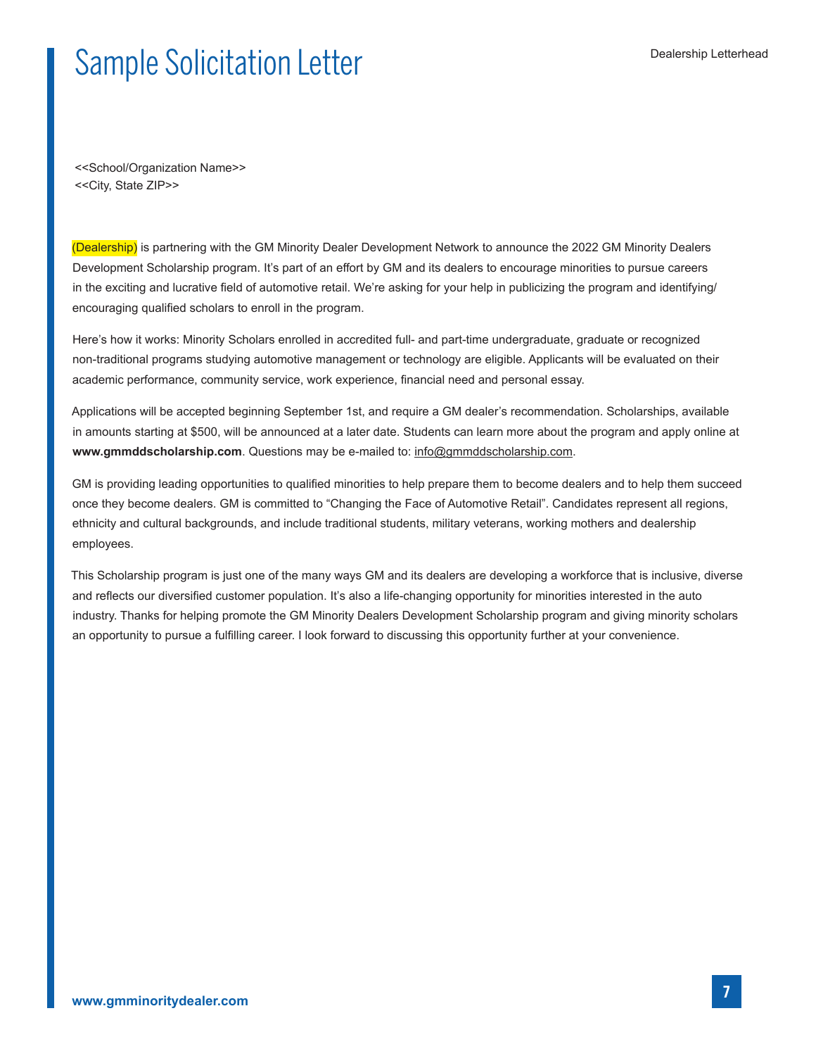# Sample Solicitation Letter

Dealership Letterhead

<<School/Organization Name>>
<<City, State ZIP>>

(Dealership) is partnering with the GM Minority Dealer Development Network to announce the 2022 GM Minority Dealers Development Scholarship program. It's part of an effort by GM and its dealers to encourage minorities to pursue careers in the exciting and lucrative field of automotive retail. We're asking for your help in publicizing the program and identifying/encouraging qualified scholars to enroll in the program.

Here's how it works: Minority Scholars enrolled in accredited full- and part-time undergraduate, graduate or recognized non-traditional programs studying automotive management or technology are eligible. Applicants will be evaluated on their academic performance, community service, work experience, financial need and personal essay.

Applications will be accepted beginning September 1st, and require a GM dealer's recommendation. Scholarships, available in amounts starting at $500, will be announced at a later date. Students can learn more about the program and apply online at **www.gmmddscholarship.com**. Questions may be e-mailed to: info@gmmddscholarship.com.

GM is providing leading opportunities to qualified minorities to help prepare them to become dealers and to help them succeed once they become dealers. GM is committed to "Changing the Face of Automotive Retail". Candidates represent all regions, ethnicity and cultural backgrounds, and include traditional students, military veterans, working mothers and dealership employees.

This Scholarship program is just one of the many ways GM and its dealers are developing a workforce that is inclusive, diverse and reflects our diversified customer population. It's also a life-changing opportunity for minorities interested in the auto industry. Thanks for helping promote the GM Minority Dealers Development Scholarship program and giving minority scholars an opportunity to pursue a fulfilling career. I look forward to discussing this opportunity further at your convenience.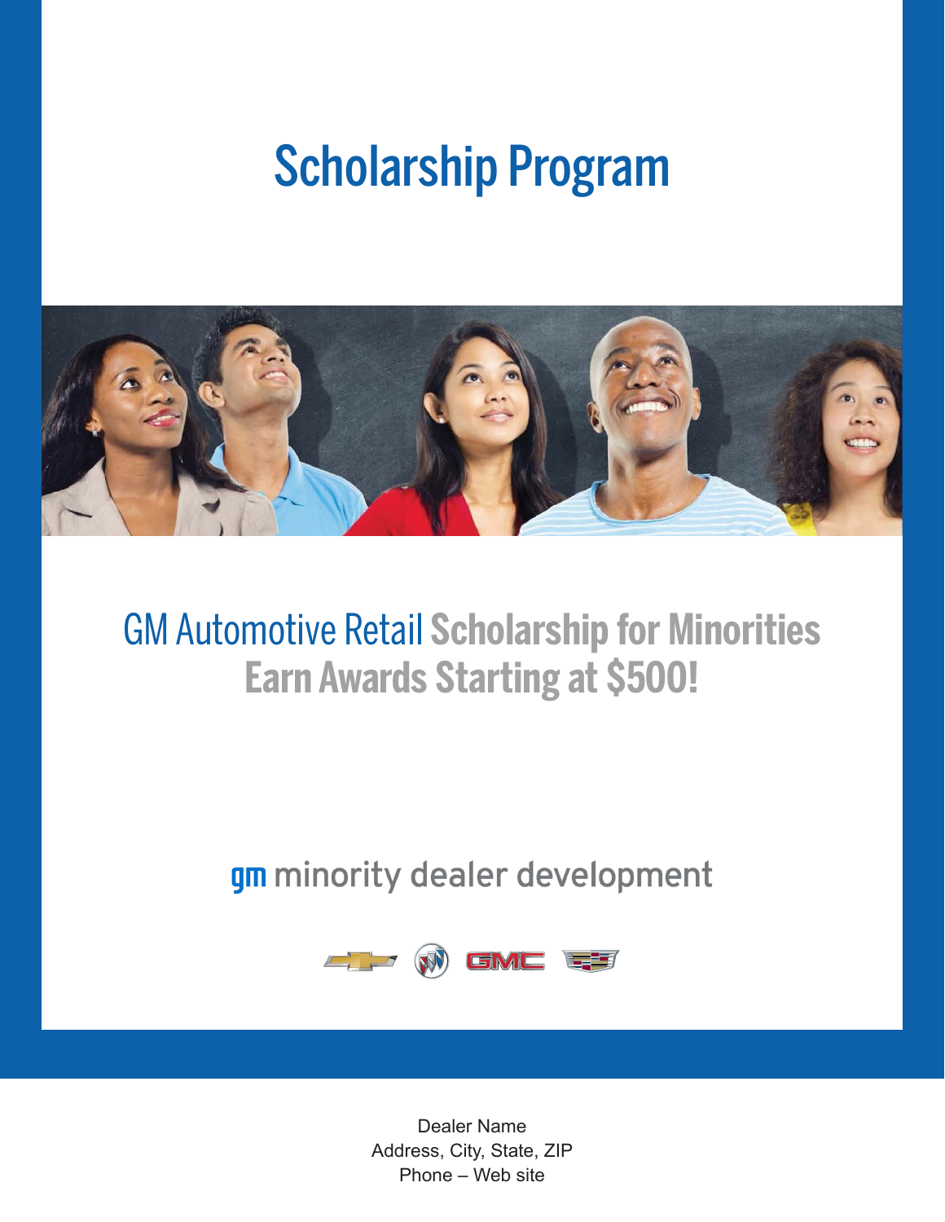# Scholarship Program

## GM Automotive Retail Scholarship for Minorities
## Earn Awards Starting at $500!

gm minority dealer development

Dealer Name
Address, City, State, ZIP
Phone – Web site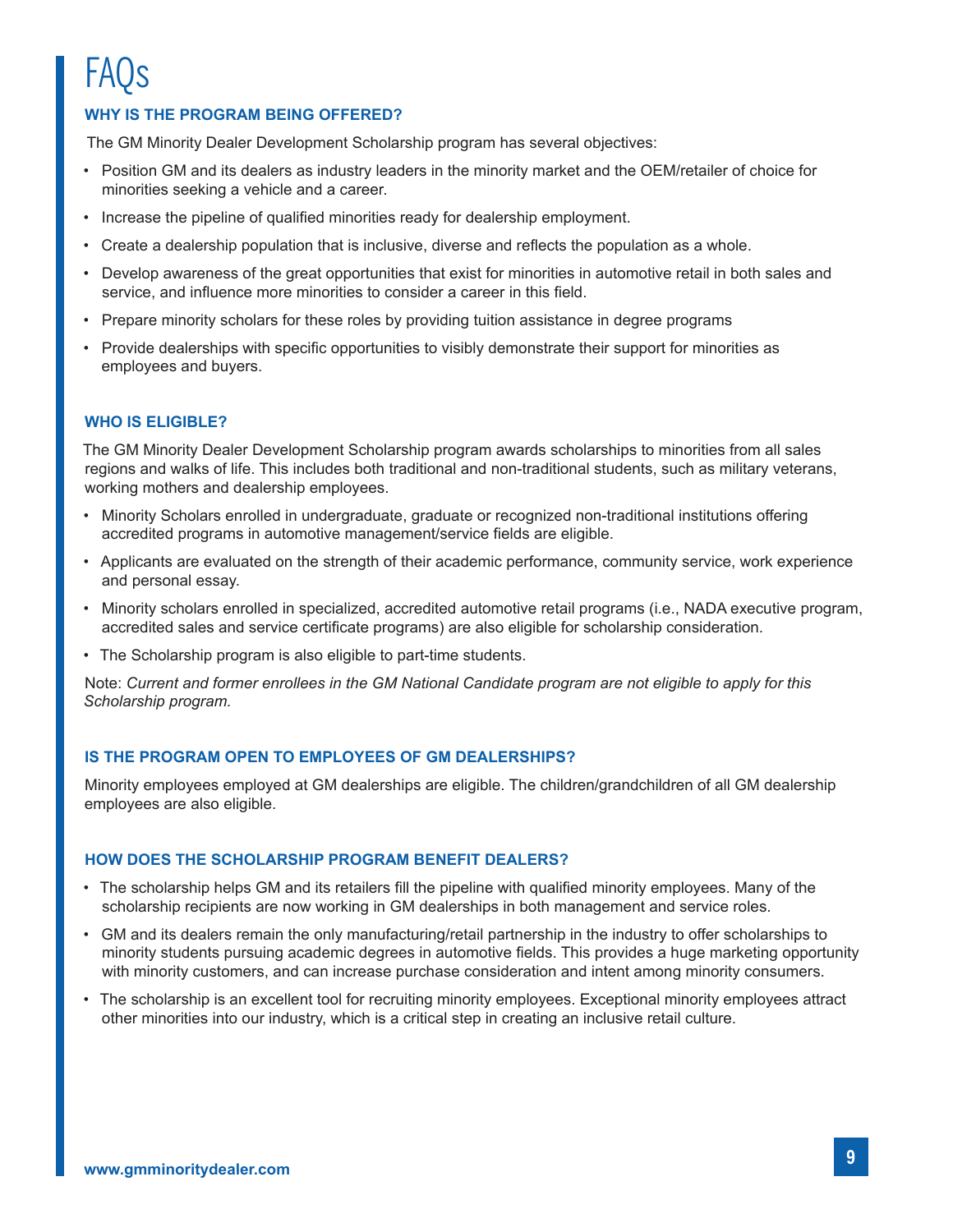# FAQs

### WHY IS THE PROGRAM BEING OFFERED?

The GM Minority Dealer Development Scholarship program has several objectives:

- Position GM and its dealers as industry leaders in the minority market and the OEM/retailer of choice for minorities seeking a vehicle and a career.
- Increase the pipeline of qualified minorities ready for dealership employment.
- Create a dealership population that is inclusive, diverse and reflects the population as a whole.
- Develop awareness of the great opportunities that exist for minorities in automotive retail in both sales and service, and influence more minorities to consider a career in this field.
- Prepare minority scholars for these roles by providing tuition assistance in degree programs
- Provide dealerships with specific opportunities to visibly demonstrate their support for minorities as employees and buyers.

### WHO IS ELIGIBLE?

The GM Minority Dealer Development Scholarship program awards scholarships to minorities from all sales regions and walks of life. This includes both traditional and non-traditional students, such as military veterans, working mothers and dealership employees.

- Minority Scholars enrolled in undergraduate, graduate or recognized non-traditional institutions offering accredited programs in automotive management/service fields are eligible.
- Applicants are evaluated on the strength of their academic performance, community service, work experience and personal essay.
- Minority scholars enrolled in specialized, accredited automotive retail programs (i.e., NADA executive program, accredited sales and service certificate programs) are also eligible for scholarship consideration.
- The Scholarship program is also eligible to part-time students.

Note: *Current and former enrollees in the GM National Candidate program are not eligible to apply for this Scholarship program.*

### IS THE PROGRAM OPEN TO EMPLOYEES OF GM DEALERSHIPS?

Minority employees employed at GM dealerships are eligible. The children/grandchildren of all GM dealership employees are also eligible.

### HOW DOES THE SCHOLARSHIP PROGRAM BENEFIT DEALERS?

- The scholarship helps GM and its retailers fill the pipeline with qualified minority employees. Many of the scholarship recipients are now working in GM dealerships in both management and service roles.
- GM and its dealers remain the only manufacturing/retail partnership in the industry to offer scholarships to minority students pursuing academic degrees in automotive fields. This provides a huge marketing opportunity with minority customers, and can increase purchase consideration and intent among minority consumers.
- The scholarship is an excellent tool for recruiting minority employees. Exceptional minority employees attract other minorities into our industry, which is a critical step in creating an inclusive retail culture.

**www.gmminoritydealer.com**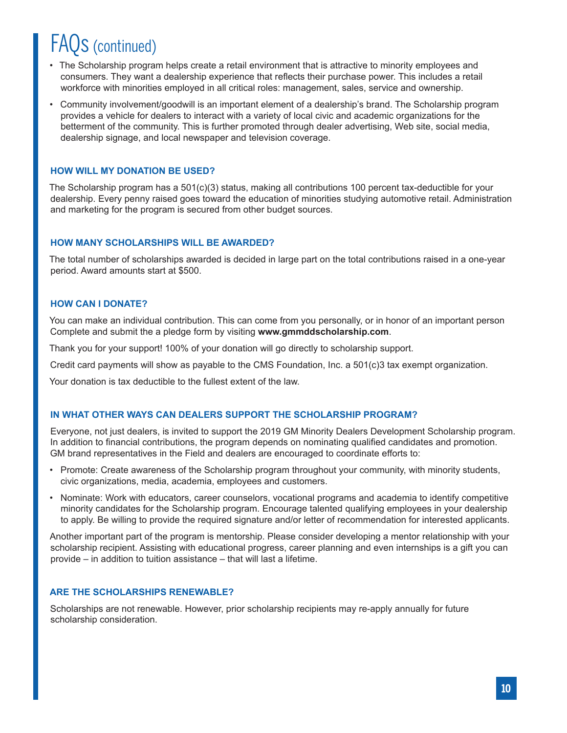# FAQs (continued)

- The Scholarship program helps create a retail environment that is attractive to minority employees and consumers. They want a dealership experience that reflects their purchase power. This includes a retail workforce with minorities employed in all critical roles: management, sales, service and ownership.
- Community involvement/goodwill is an important element of a dealership's brand. The Scholarship program provides a vehicle for dealers to interact with a variety of local civic and academic organizations for the betterment of the community. This is further promoted through dealer advertising, Web site, social media, dealership signage, and local newspaper and television coverage.

### HOW WILL MY DONATION BE USED?

The Scholarship program has a 501(c)(3) status, making all contributions 100 percent tax-deductible for your dealership. Every penny raised goes toward the education of minorities studying automotive retail. Administration and marketing for the program is secured from other budget sources.

### HOW MANY SCHOLARSHIPS WILL BE AWARDED?

The total number of scholarships awarded is decided in large part on the total contributions raised in a one-year period. Award amounts start at $500.

### HOW CAN I DONATE?

You can make an individual contribution. This can come from you personally, or in honor of an important person Complete and submit the a pledge form by visiting **www.gmmddscholarship.com**.

Thank you for your support! 100% of your donation will go directly to scholarship support.

Credit card payments will show as payable to the CMS Foundation, Inc. a 501(c)3 tax exempt organization.

Your donation is tax deductible to the fullest extent of the law.

### IN WHAT OTHER WAYS CAN DEALERS SUPPORT THE SCHOLARSHIP PROGRAM?

Everyone, not just dealers, is invited to support the 2019 GM Minority Dealers Development Scholarship program. In addition to financial contributions, the program depends on nominating qualified candidates and promotion. GM brand representatives in the Field and dealers are encouraged to coordinate efforts to:

- Promote: Create awareness of the Scholarship program throughout your community, with minority students, civic organizations, media, academia, employees and customers.
- Nominate: Work with educators, career counselors, vocational programs and academia to identify competitive minority candidates for the Scholarship program. Encourage talented qualifying employees in your dealership to apply. Be willing to provide the required signature and/or letter of recommendation for interested applicants.

Another important part of the program is mentorship. Please consider developing a mentor relationship with your scholarship recipient. Assisting with educational progress, career planning and even internships is a gift you can provide – in addition to tuition assistance – that will last a lifetime.

### ARE THE SCHOLARSHIPS RENEWABLE?

Scholarships are not renewable. However, prior scholarship recipients may re-apply annually for future scholarship consideration.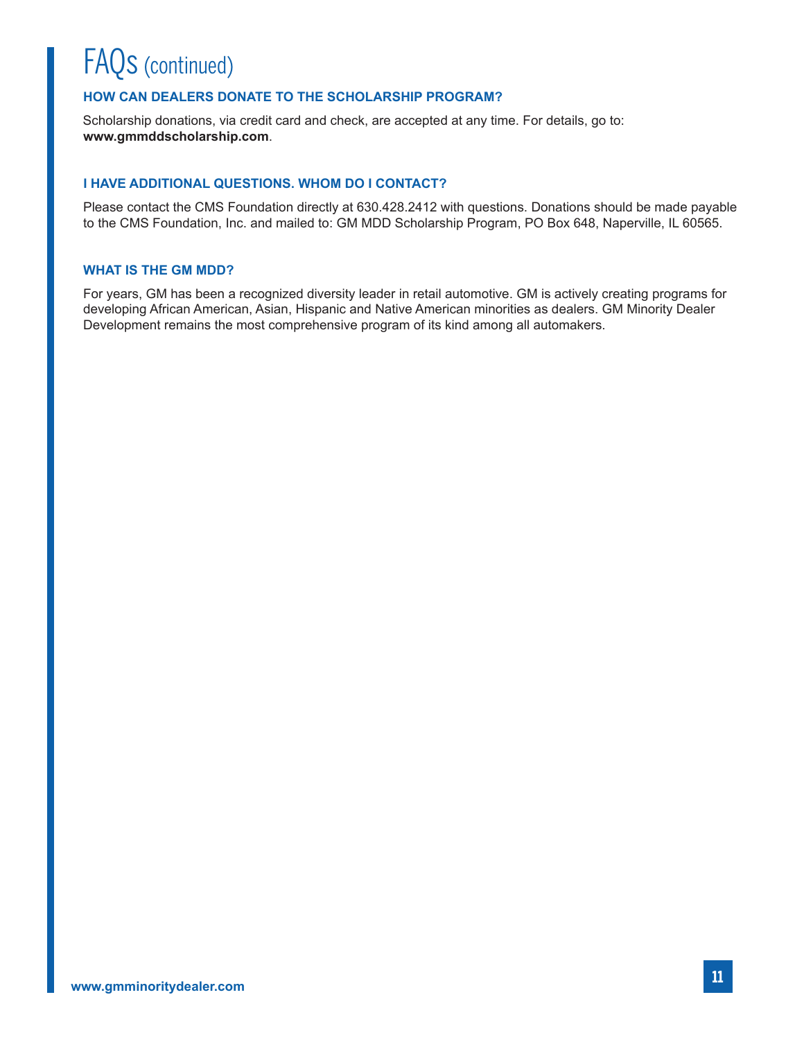# FAQs (continued)

### HOW CAN DEALERS DONATE TO THE SCHOLARSHIP PROGRAM?

Scholarship donations, via credit card and check, are accepted at any time. For details, go to: **www.gmmddscholarship.com**.

### I HAVE ADDITIONAL QUESTIONS. WHOM DO I CONTACT?

Please contact the CMS Foundation directly at 630.428.2412 with questions. Donations should be made payable to the CMS Foundation, Inc. and mailed to: GM MDD Scholarship Program, PO Box 648, Naperville, IL 60565.

### WHAT IS THE GM MDD?

For years, GM has been a recognized diversity leader in retail automotive. GM is actively creating programs for developing African American, Asian, Hispanic and Native American minorities as dealers. GM Minority Dealer Development remains the most comprehensive program of its kind among all automakers.